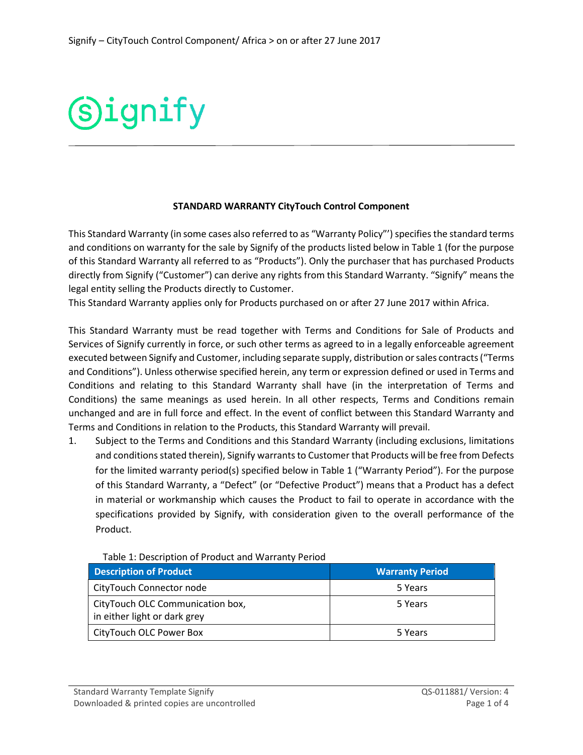Signify

**STANDARD WARRANTY CityTouch Control Component**

This Standard Warranty (in some cases also referred to as "Warranty Policy"') specifies the standard terms and conditions on warranty for the sale by Signify of the products listed below in Table 1 (for the purpose of this Standard Warranty all referred to as "Products"). Only the purchaser that has purchased Products directly from Signify ("Customer") can derive any rights from this Standard Warranty. "Signify" means the legal entity selling the Products directly to Customer.
This Standard Warranty applies only for Products purchased on or after 27 June 2017 within Africa.

This Standard Warranty must be read together with Terms and Conditions for Sale of Products and Services of Signify currently in force, or such other terms as agreed to in a legally enforceable agreement executed between Signify and Customer, including separate supply, distribution or sales contracts ("Terms and Conditions"). Unless otherwise specified herein, any term or expression defined or used in Terms and Conditions and relating to this Standard Warranty shall have (in the interpretation of Terms and Conditions) the same meanings as used herein. In all other respects, Terms and Conditions remain unchanged and are in full force and effect. In the event of conflict between this Standard Warranty and Terms and Conditions in relation to the Products, this Standard Warranty will prevail.

1. Subject to the Terms and Conditions and this Standard Warranty (including exclusions, limitations and conditions stated therein), Signify warrants to Customer that Products will be free from Defects for the limited warranty period(s) specified below in Table 1 ("Warranty Period"). For the purpose of this Standard Warranty, a "Defect" (or "Defective Product") means that a Product has a defect in material or workmanship which causes the Product to fail to operate in accordance with the specifications provided by Signify, with consideration given to the overall performance of the Product.

Table 1: Description of Product and Warranty Period

| Description of Product | Warranty Period |
|---|---|
| CityTouch Connector node | 5 Years |
| CityTouch OLC Communication box, in either light or dark grey | 5 Years |
| CityTouch OLC Power Box | 5 Years |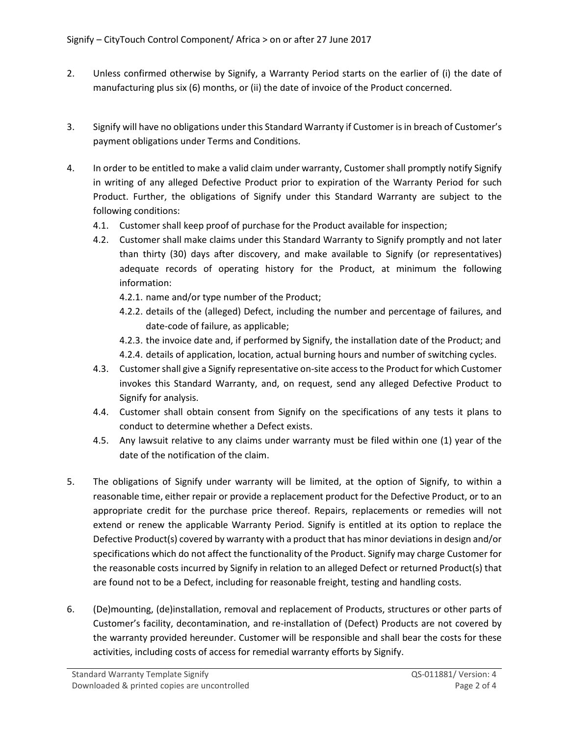2. Unless confirmed otherwise by Signify, a Warranty Period starts on the earlier of (i) the date of manufacturing plus six (6) months, or (ii) the date of invoice of the Product concerned.

3. Signify will have no obligations under this Standard Warranty if Customer is in breach of Customer's payment obligations under Terms and Conditions.

4. In order to be entitled to make a valid claim under warranty, Customer shall promptly notify Signify in writing of any alleged Defective Product prior to expiration of the Warranty Period for such Product. Further, the obligations of Signify under this Standard Warranty are subject to the following conditions:
   - 4.1. Customer shall keep proof of purchase for the Product available for inspection;
   - 4.2. Customer shall make claims under this Standard Warranty to Signify promptly and not later than thirty (30) days after discovery, and make available to Signify (or representatives) adequate records of operating history for the Product, at minimum the following information:
     - 4.2.1. name and/or type number of the Product;
     - 4.2.2. details of the (alleged) Defect, including the number and percentage of failures, and date-code of failure, as applicable;
     - 4.2.3. the invoice date and, if performed by Signify, the installation date of the Product; and
     - 4.2.4. details of application, location, actual burning hours and number of switching cycles.
   - 4.3. Customer shall give a Signify representative on-site access to the Product for which Customer invokes this Standard Warranty, and, on request, send any alleged Defective Product to Signify for analysis.
   - 4.4. Customer shall obtain consent from Signify on the specifications of any tests it plans to conduct to determine whether a Defect exists.
   - 4.5. Any lawsuit relative to any claims under warranty must be filed within one (1) year of the date of the notification of the claim.

5. The obligations of Signify under warranty will be limited, at the option of Signify, to within a reasonable time, either repair or provide a replacement product for the Defective Product, or to an appropriate credit for the purchase price thereof. Repairs, replacements or remedies will not extend or renew the applicable Warranty Period. Signify is entitled at its option to replace the Defective Product(s) covered by warranty with a product that has minor deviations in design and/or specifications which do not affect the functionality of the Product. Signify may charge Customer for the reasonable costs incurred by Signify in relation to an alleged Defect or returned Product(s) that are found not to be a Defect, including for reasonable freight, testing and handling costs.

6. (De)mounting, (de)installation, removal and replacement of Products, structures or other parts of Customer's facility, decontamination, and re-installation of (Defect) Products are not covered by the warranty provided hereunder. Customer will be responsible and shall bear the costs for these activities, including costs of access for remedial warranty efforts by Signify.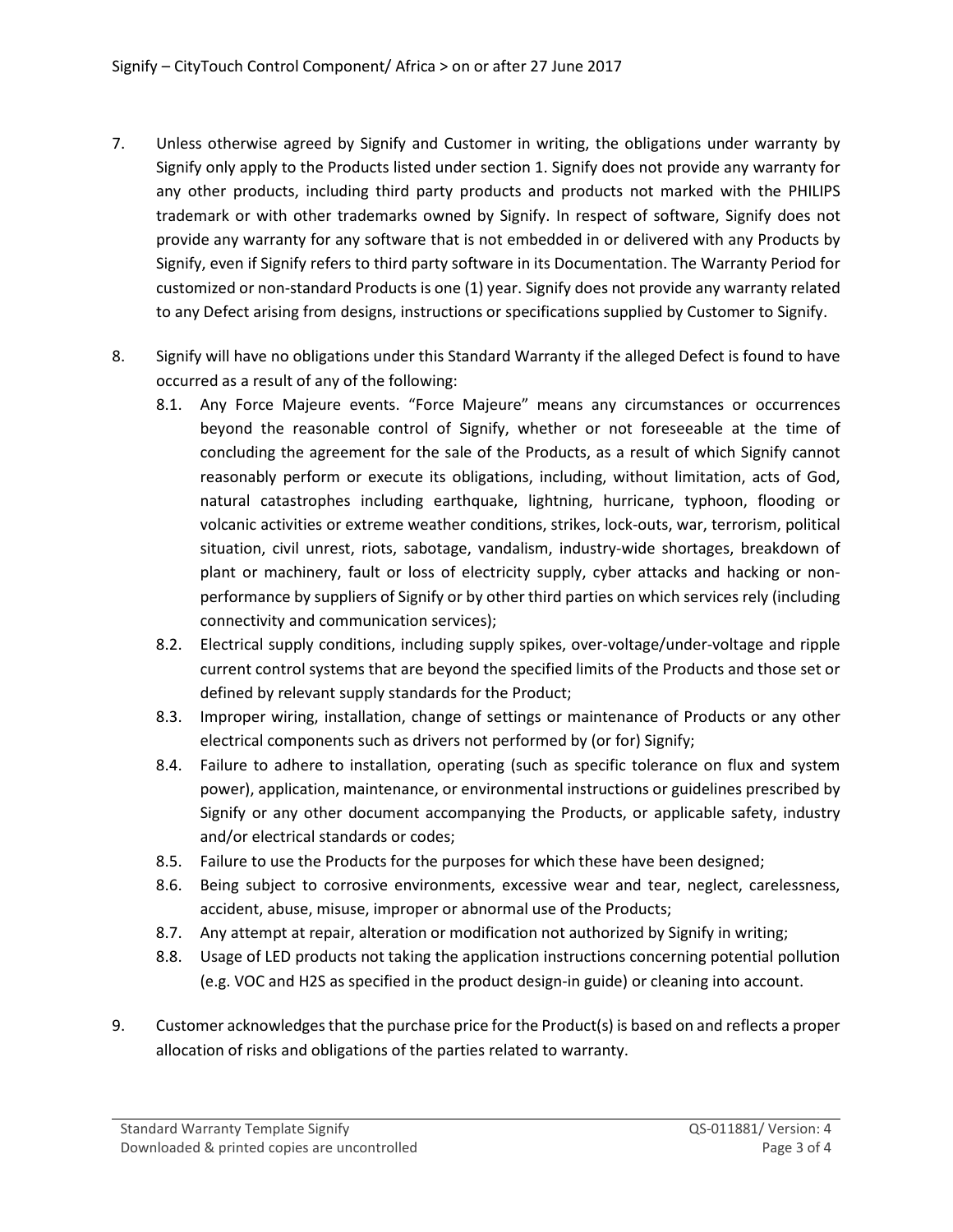7. Unless otherwise agreed by Signify and Customer in writing, the obligations under warranty by Signify only apply to the Products listed under section 1. Signify does not provide any warranty for any other products, including third party products and products not marked with the PHILIPS trademark or with other trademarks owned by Signify. In respect of software, Signify does not provide any warranty for any software that is not embedded in or delivered with any Products by Signify, even if Signify refers to third party software in its Documentation. The Warranty Period for customized or non-standard Products is one (1) year. Signify does not provide any warranty related to any Defect arising from designs, instructions or specifications supplied by Customer to Signify.

8. Signify will have no obligations under this Standard Warranty if the alleged Defect is found to have occurred as a result of any of the following:
   - 8.1. Any Force Majeure events. "Force Majeure" means any circumstances or occurrences beyond the reasonable control of Signify, whether or not foreseeable at the time of concluding the agreement for the sale of the Products, as a result of which Signify cannot reasonably perform or execute its obligations, including, without limitation, acts of God, natural catastrophes including earthquake, lightning, hurricane, typhoon, flooding or volcanic activities or extreme weather conditions, strikes, lock-outs, war, terrorism, political situation, civil unrest, riots, sabotage, vandalism, industry-wide shortages, breakdown of plant or machinery, fault or loss of electricity supply, cyber attacks and hacking or non-performance by suppliers of Signify or by other third parties on which services rely (including connectivity and communication services);
   - 8.2. Electrical supply conditions, including supply spikes, over-voltage/under-voltage and ripple current control systems that are beyond the specified limits of the Products and those set or defined by relevant supply standards for the Product;
   - 8.3. Improper wiring, installation, change of settings or maintenance of Products or any other electrical components such as drivers not performed by (or for) Signify;
   - 8.4. Failure to adhere to installation, operating (such as specific tolerance on flux and system power), application, maintenance, or environmental instructions or guidelines prescribed by Signify or any other document accompanying the Products, or applicable safety, industry and/or electrical standards or codes;
   - 8.5. Failure to use the Products for the purposes for which these have been designed;
   - 8.6. Being subject to corrosive environments, excessive wear and tear, neglect, carelessness, accident, abuse, misuse, improper or abnormal use of the Products;
   - 8.7. Any attempt at repair, alteration or modification not authorized by Signify in writing;
   - 8.8. Usage of LED products not taking the application instructions concerning potential pollution (e.g. VOC and $H_2S$ as specified in the product design-in guide) or cleaning into account.

9. Customer acknowledges that the purchase price for the Product(s) is based on and reflects a proper allocation of risks and obligations of the parties related to warranty.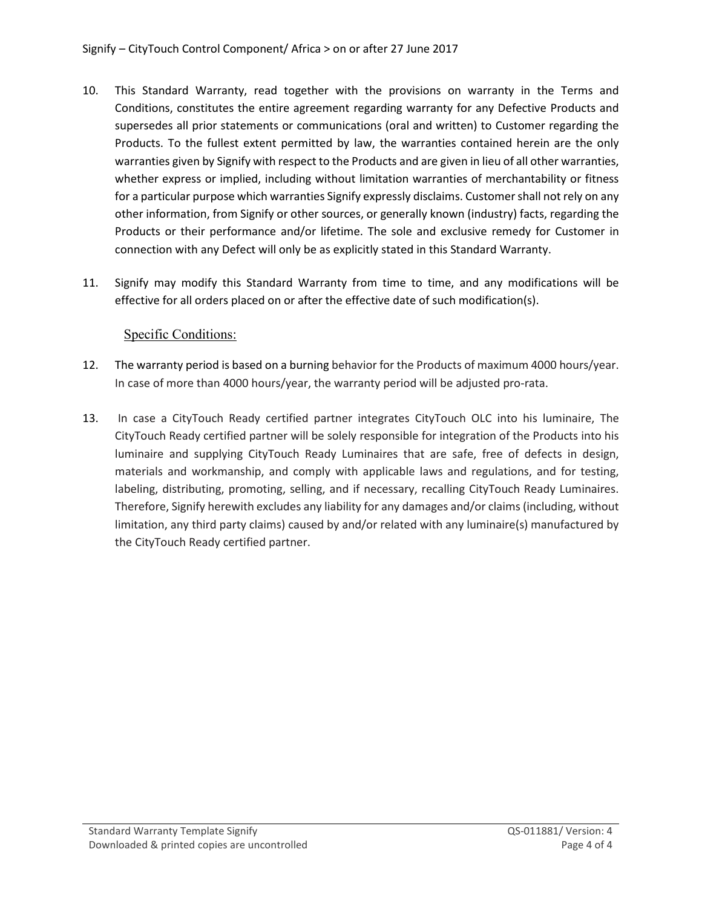10. This Standard Warranty, read together with the provisions on warranty in the Terms and Conditions, constitutes the entire agreement regarding warranty for any Defective Products and supersedes all prior statements or communications (oral and written) to Customer regarding the Products. To the fullest extent permitted by law, the warranties contained herein are the only warranties given by Signify with respect to the Products and are given in lieu of all other warranties, whether express or implied, including without limitation warranties of merchantability or fitness for a particular purpose which warranties Signify expressly disclaims. Customer shall not rely on any other information, from Signify or other sources, or generally known (industry) facts, regarding the Products or their performance and/or lifetime. The sole and exclusive remedy for Customer in connection with any Defect will only be as explicitly stated in this Standard Warranty.

11. Signify may modify this Standard Warranty from time to time, and any modifications will be effective for all orders placed on or after the effective date of such modification(s).

## Specific Conditions:

12. The warranty period is based on a burning behavior for the Products of maximum 4000 hours/year. In case of more than 4000 hours/year, the warranty period will be adjusted pro-rata.

13. In case a CityTouch Ready certified partner integrates CityTouch OLC into his luminaire, The CityTouch Ready certified partner will be solely responsible for integration of the Products into his luminaire and supplying CityTouch Ready Luminaires that are safe, free of defects in design, materials and workmanship, and comply with applicable laws and regulations, and for testing, labeling, distributing, promoting, selling, and if necessary, recalling CityTouch Ready Luminaires. Therefore, Signify herewith excludes any liability for any damages and/or claims (including, without limitation, any third party claims) caused by and/or related with any luminaire(s) manufactured by the CityTouch Ready certified partner.